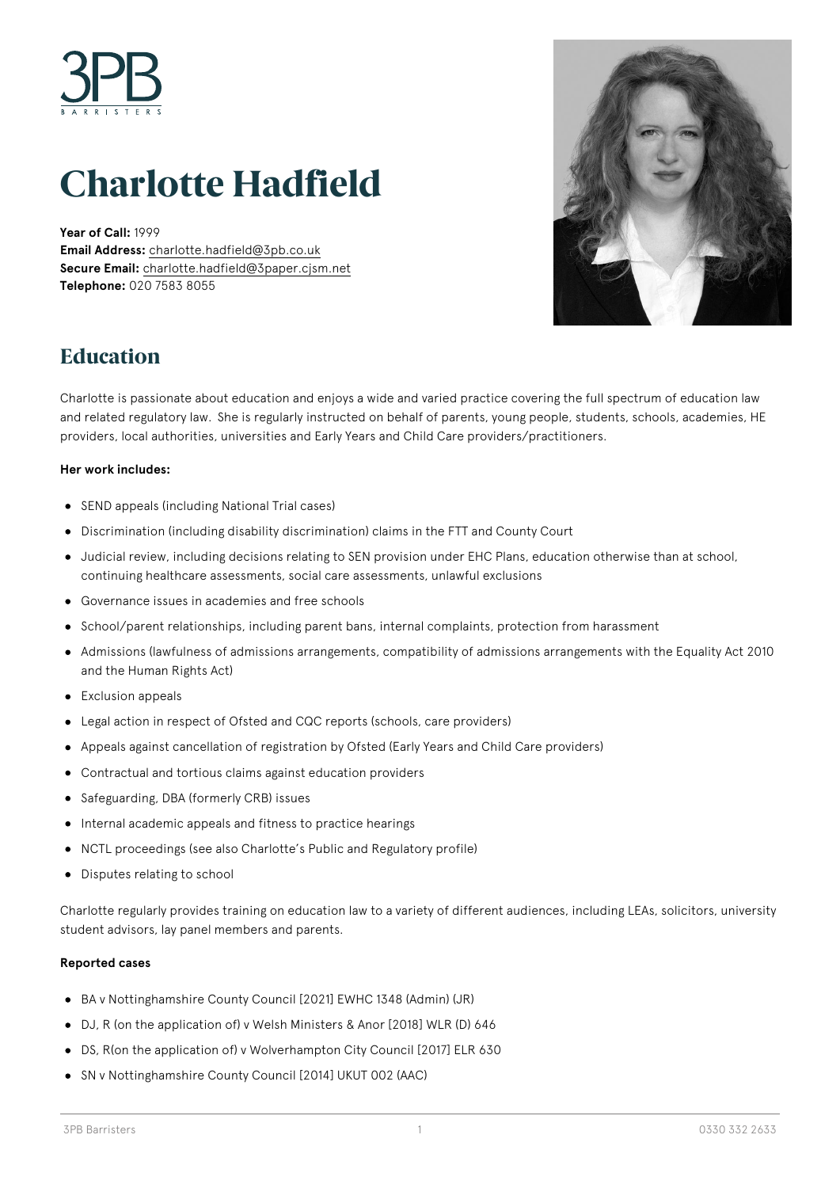# Charlotte Hadfield

**Year of Call:** 1999
**Email Address:** charlotte.hadfield@3pb.co.uk
**Secure Email:** charlotte.hadfield@3paper.cjsm.net
**Telephone:** 020 7583 8055

## Education

Charlotte is passionate about education and enjoys a wide and varied practice covering the full spectrum of education law and related regulatory law. She is regularly instructed on behalf of parents, young people, students, schools, academies, HE providers, local authorities, universities and Early Years and Child Care providers/practitioners.

**Her work includes:**

- SEND appeals (including National Trial cases)
- Discrimination (including disability discrimination) claims in the FTT and County Court
- Judicial review, including decisions relating to SEN provision under EHC Plans, education otherwise than at school, continuing healthcare assessments, social care assessments, unlawful exclusions
- Governance issues in academies and free schools
- School/parent relationships, including parent bans, internal complaints, protection from harassment
- Admissions (lawfulness of admissions arrangements, compatibility of admissions arrangements with the Equality Act 2010 and the Human Rights Act)
- Exclusion appeals
- Legal action in respect of Ofsted and CQC reports (schools, care providers)
- Appeals against cancellation of registration by Ofsted (Early Years and Child Care providers)
- Contractual and tortious claims against education providers
- Safeguarding, DBA (formerly CRB) issues
- Internal academic appeals and fitness to practice hearings
- NCTL proceedings (see also Charlotte's Public and Regulatory profile)
- Disputes relating to school

Charlotte regularly provides training on education law to a variety of different audiences, including LEAs, solicitors, university student advisors, lay panel members and parents.

**Reported cases**

- BA v Nottinghamshire County Council [2021] EWHC 1348 (Admin) (JR)
- DJ, R (on the application of) v Welsh Ministers & Anor [2018] WLR (D) 646
- DS, R(on the application of) v Wolverhampton City Council [2017] ELR 630
- SN v Nottinghamshire County Council [2014] UKUT 002 (AAC)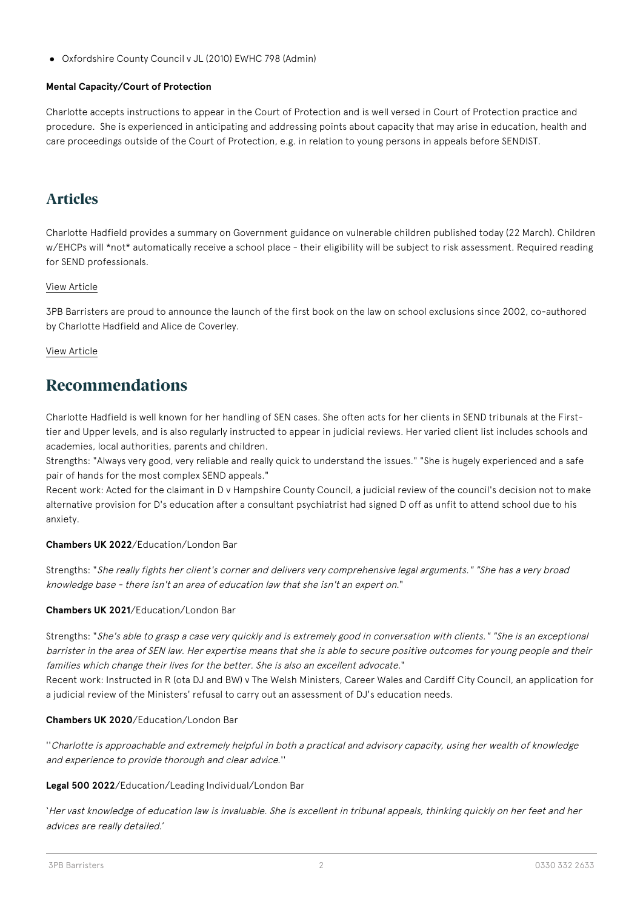- Oxfordshire County Council v JL (2010) EWHC 798 (Admin)

**Mental Capacity/Court of Protection**

Charlotte accepts instructions to appear in the Court of Protection and is well versed in Court of Protection practice and procedure. She is experienced in anticipating and addressing points about capacity that may arise in education, health and care proceedings outside of the Court of Protection, e.g. in relation to young persons in appeals before SENDIST.

## Articles

Charlotte Hadfield provides a summary on Government guidance on vulnerable children published today (22 March). Children w/EHCPs will *not* automatically receive a school place - their eligibility will be subject to risk assessment. Required reading for SEND professionals.

View Article

3PB Barristers are proud to announce the launch of the first book on the law on school exclusions since 2002, co-authored by Charlotte Hadfield and Alice de Coverley.

View Article

## Recommendations

Charlotte Hadfield is well known for her handling of SEN cases. She often acts for her clients in SEND tribunals at the First-tier and Upper levels, and is also regularly instructed to appear in judicial reviews. Her varied client list includes schools and academies, local authorities, parents and children.
Strengths: "Always very good, very reliable and really quick to understand the issues." "She is hugely experienced and a safe pair of hands for the most complex SEND appeals."
Recent work: Acted for the claimant in D v Hampshire County Council, a judicial review of the council's decision not to make alternative provision for D's education after a consultant psychiatrist had signed D off as unfit to attend school due to his anxiety.

**Chambers UK 2022**/Education/London Bar

Strengths: "*She really fights her client's corner and delivers very comprehensive legal arguments." "She has a very broad knowledge base - there isn't an area of education law that she isn't an expert on.*"

**Chambers UK 2021**/Education/London Bar

Strengths: "*She's able to grasp a case very quickly and is extremely good in conversation with clients." "She is an exceptional barrister in the area of SEN law. Her expertise means that she is able to secure positive outcomes for young people and their families which change their lives for the better. She is also an excellent advocate.*"
Recent work: Instructed in R (ota DJ and BW) v The Welsh Ministers, Career Wales and Cardiff City Council, an application for a judicial review of the Ministers' refusal to carry out an assessment of DJ's education needs.

**Chambers UK 2020**/Education/London Bar

''*Charlotte is approachable and extremely helpful in both a practical and advisory capacity, using her wealth of knowledge and experience to provide thorough and clear advice.*''

**Legal 500 2022**/Education/Leading Individual/London Bar

'*Her vast knowledge of education law is invaluable. She is excellent in tribunal appeals, thinking quickly on her feet and her advices are really detailed.*'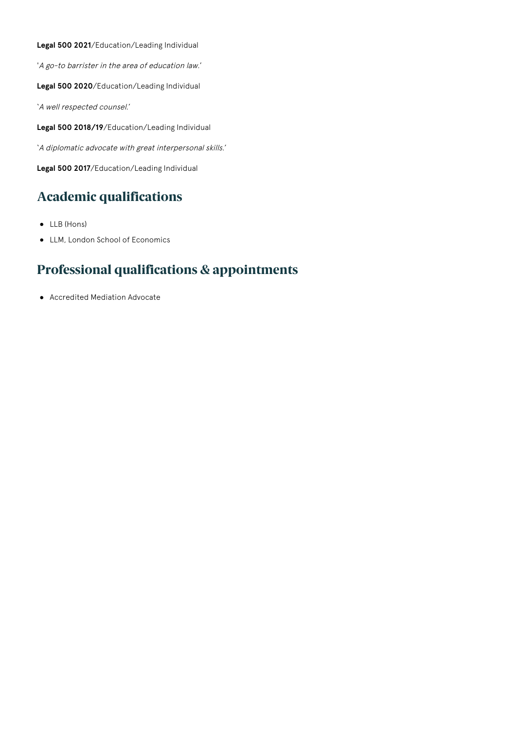**Legal 500 2021**/Education/Leading Individual

'*A go-to barrister in the area of education law.*'

**Legal 500 2020**/Education/Leading Individual

'*A well respected counsel.*'

**Legal 500 2018/19**/Education/Leading Individual

'*A diplomatic advocate with great interpersonal skills.*'

**Legal 500 2017**/Education/Leading Individual

## Academic qualifications

- LLB (Hons)
- LLM, London School of Economics

## Professional qualifications & appointments

- Accredited Mediation Advocate